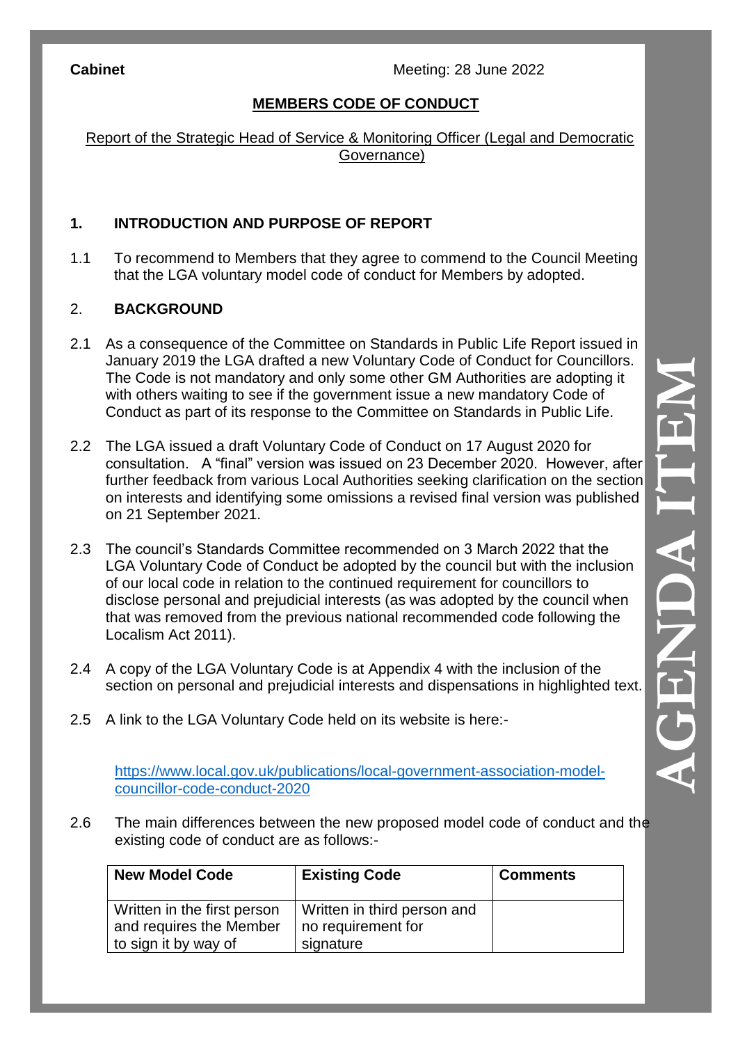**Cabinet** Meeting: 28 June 2022

# MEMBERS CODE OF CONDUCT

Report of the Strategic Head of Service & Monitoring Officer (Legal and Democratic Governance)

## 1. INTRODUCTION AND PURPOSE OF REPORT

1.1 To recommend to Members that they agree to commend to the Council Meeting that the LGA voluntary model code of conduct for Members by adopted.

## 2. BACKGROUND

2.1 As a consequence of the Committee on Standards in Public Life Report issued in January 2019 the LGA drafted a new Voluntary Code of Conduct for Councillors. The Code is not mandatory and only some other GM Authorities are adopting it with others waiting to see if the government issue a new mandatory Code of Conduct as part of its response to the Committee on Standards in Public Life.

2.2 The LGA issued a draft Voluntary Code of Conduct on 17 August 2020 for consultation. A "final" version was issued on 23 December 2020. However, after further feedback from various Local Authorities seeking clarification on the section on interests and identifying some omissions a revised final version was published on 21 September 2021.

2.3 The council's Standards Committee recommended on 3 March 2022 that the LGA Voluntary Code of Conduct be adopted by the council but with the inclusion of our local code in relation to the continued requirement for councillors to disclose personal and prejudicial interests (as was adopted by the council when that was removed from the previous national recommended code following the Localism Act 2011).

2.4 A copy of the LGA Voluntary Code is at Appendix 4 with the inclusion of the section on personal and prejudicial interests and dispensations in highlighted text.

2.5 A link to the LGA Voluntary Code held on its website is here:-

https://www.local.gov.uk/publications/local-government-association-model-councillor-code-conduct-2020

2.6 The main differences between the new proposed model code of conduct and the existing code of conduct are as follows:-

| New Model Code | Existing Code | Comments |
|---|---|---|
| Written in the first person and requires the Member to sign it by way of | Written in third person and no requirement for signature | |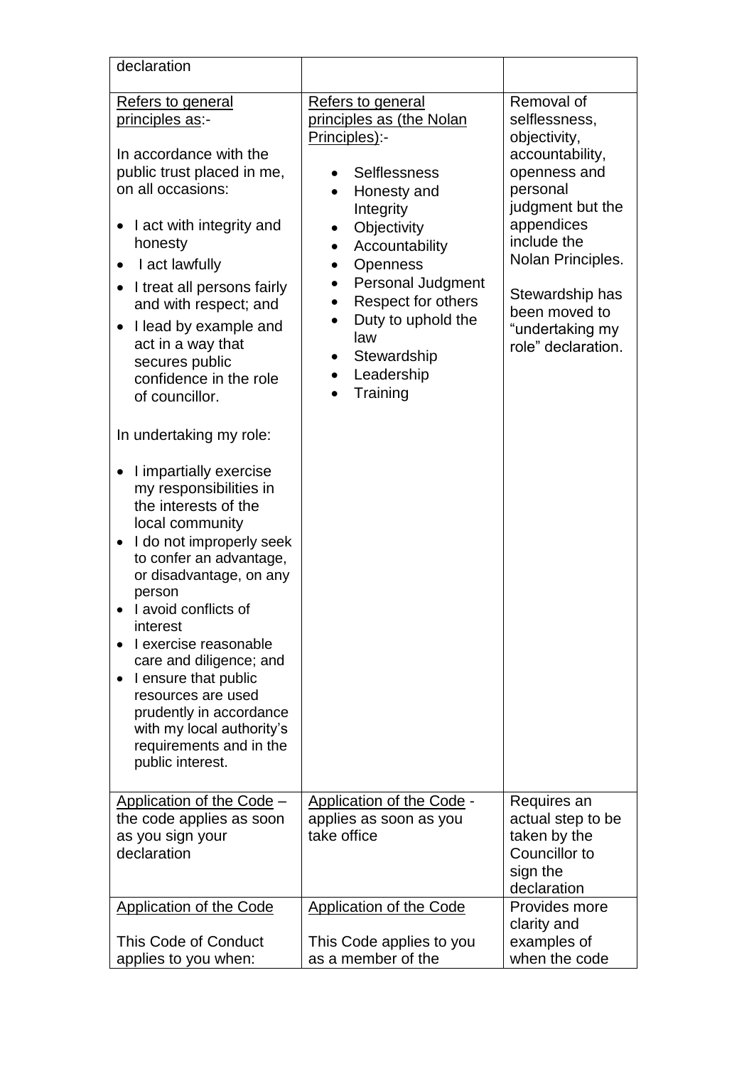| | | |
|---|---|---|
| declaration | | |
| <u>Refers to general principles as</u>:-<br><br>In accordance with the public trust placed in me, on all occasions:<br><br>• I act with integrity and honesty<br>• I act lawfully<br>• I treat all persons fairly and with respect; and<br>• I lead by example and act in a way that secures public confidence in the role of councillor.<br><br>In undertaking my role:<br><br>• I impartially exercise my responsibilities in the interests of the local community<br>• I do not improperly seek to confer an advantage, or disadvantage, on any person<br>• I avoid conflicts of interest<br>• I exercise reasonable care and diligence; and<br>• I ensure that public resources are used prudently in accordance with my local authority's requirements and in the public interest. | <u>Refers to general principles as (the Nolan Principles)</u>:-<br><br>• Selflessness<br>• Honesty and Integrity<br>• Objectivity<br>• Accountability<br>• Openness<br>• Personal Judgment<br>• Respect for others<br>• Duty to uphold the law<br>• Stewardship<br>• Leadership<br>• Training | Removal of selflessness, objectivity, accountability, openness and personal judgment but the appendices include the Nolan Principles.<br><br>Stewardship has been moved to "undertaking my role" declaration. |
| <u>Application of the Code</u> – the code applies as soon as you sign your declaration | <u>Application of the Code</u> - applies as soon as you take office | Requires an actual step to be taken by the Councillor to sign the declaration |
| <u>Application of the Code</u><br><br>This Code of Conduct applies to you when: | <u>Application of the Code</u><br><br>This Code applies to you as a member of the | Provides more clarity and examples of when the code |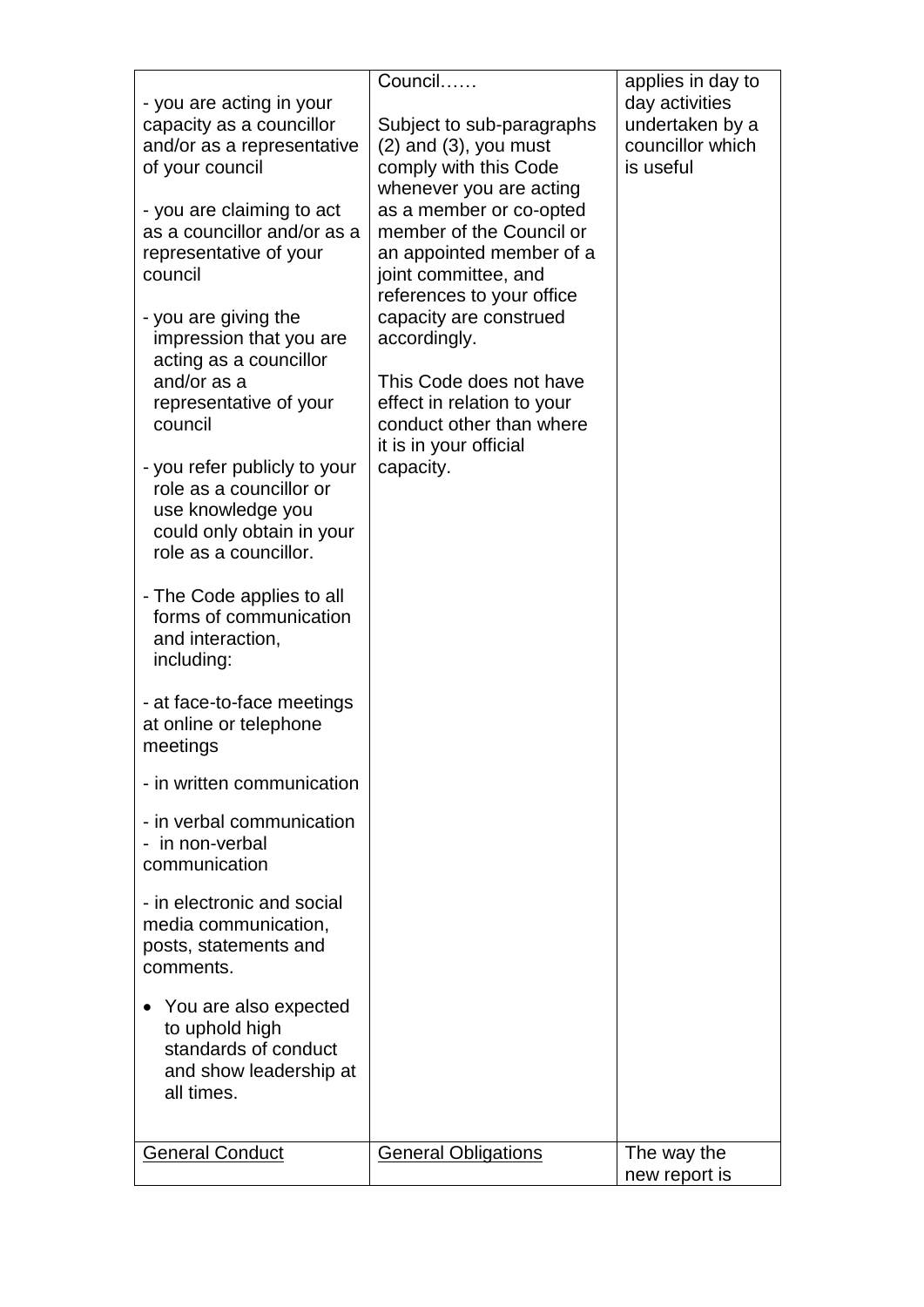| | | |
|---|---|---|
| - you are acting in your capacity as a councillor and/or as a representative of your council<br><br>- you are claiming to act as a councillor and/or as a representative of your council<br><br>- you are giving the impression that you are acting as a councillor and/or as a representative of your council<br><br>- you refer publicly to your role as a councillor or use knowledge you could only obtain in your role as a councillor.<br><br>- The Code applies to all forms of communication and interaction, including:<br><br>- at face-to-face meetings at online or telephone meetings<br><br>- in written communication<br><br>- in verbal communication<br>- in non-verbal communication<br><br>- in electronic and social media communication, posts, statements and comments.<br><br>• You are also expected to uphold high standards of conduct and show leadership at all times. | Council……<br><br>Subject to sub-paragraphs (2) and (3), you must comply with this Code whenever you are acting as a member or co-opted member of the Council or an appointed member of a joint committee, and references to your office capacity are construed accordingly.<br><br>This Code does not have effect in relation to your conduct other than where it is in your official capacity. | applies in day to day activities undertaken by a councillor which is useful |
| General Conduct | General Obligations | The way the new report is |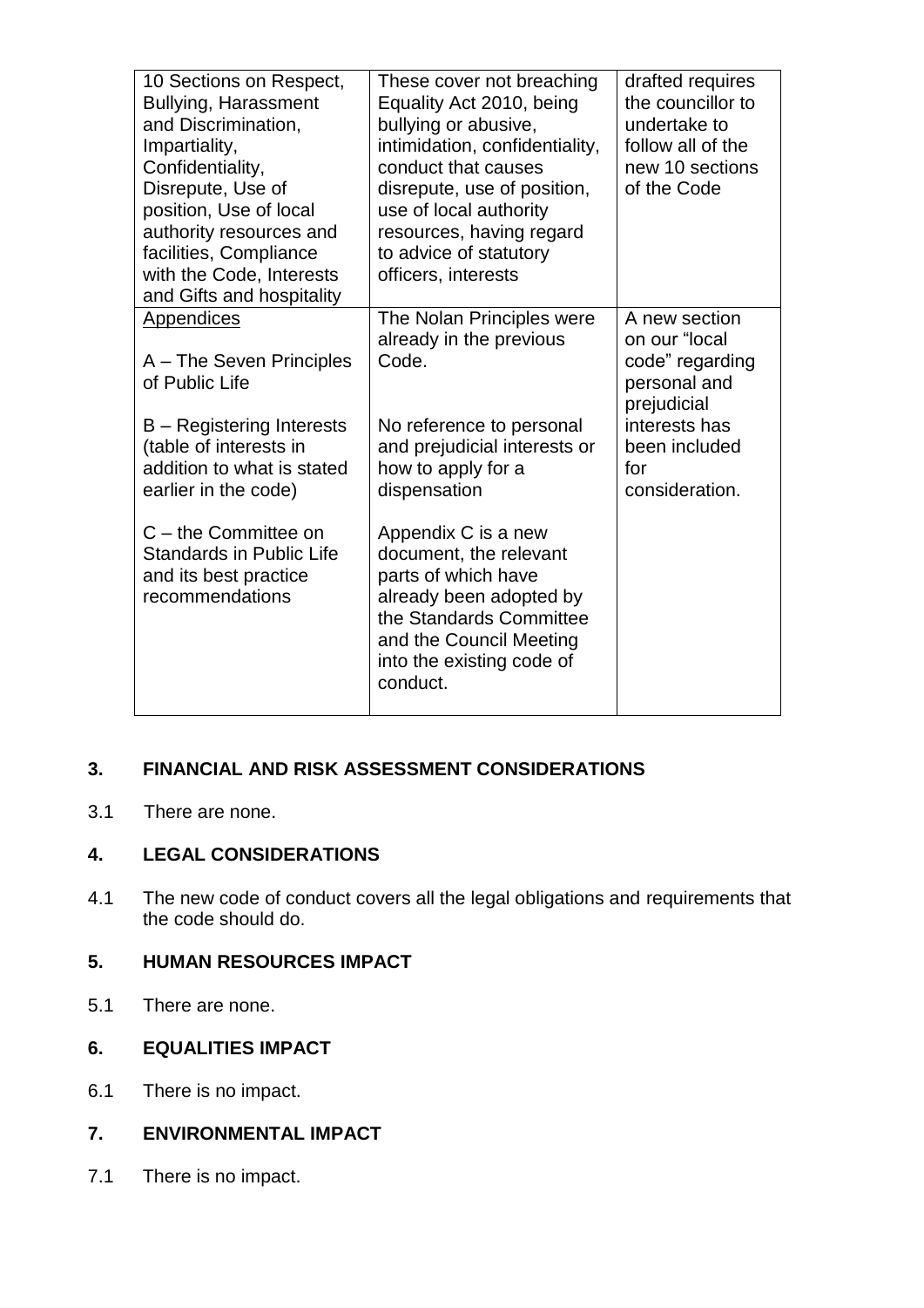| | | |
|---|---|---|
| 10 Sections on Respect, Bullying, Harassment and Discrimination, Impartiality, Confidentiality, Disrepute, Use of position, Use of local authority resources and facilities, Compliance with the Code, Interests and Gifts and hospitality | These cover not breaching Equality Act 2010, being bullying or abusive, intimidation, confidentiality, conduct that causes disrepute, use of position, use of local authority resources, having regard to advice of statutory officers, interests | drafted requires the councillor to undertake to follow all of the new 10 sections of the Code |
| Appendices<br><br>A – The Seven Principles of Public Life<br><br>B – Registering Interests (table of interests in addition to what is stated earlier in the code)<br><br>C – the Committee on Standards in Public Life and its best practice recommendations | The Nolan Principles were already in the previous Code.<br><br>No reference to personal and prejudicial interests or how to apply for a dispensation<br><br>Appendix C is a new document, the relevant parts of which have already been adopted by the Standards Committee and the Council Meeting into the existing code of conduct. | A new section on our "local code" regarding personal and prejudicial interests has been included for consideration. |

## 3. FINANCIAL AND RISK ASSESSMENT CONSIDERATIONS

3.1 There are none.

## 4. LEGAL CONSIDERATIONS

4.1 The new code of conduct covers all the legal obligations and requirements that the code should do.

## 5. HUMAN RESOURCES IMPACT

5.1 There are none.

## 6. EQUALITIES IMPACT

6.1 There is no impact.

## 7. ENVIRONMENTAL IMPACT

7.1 There is no impact.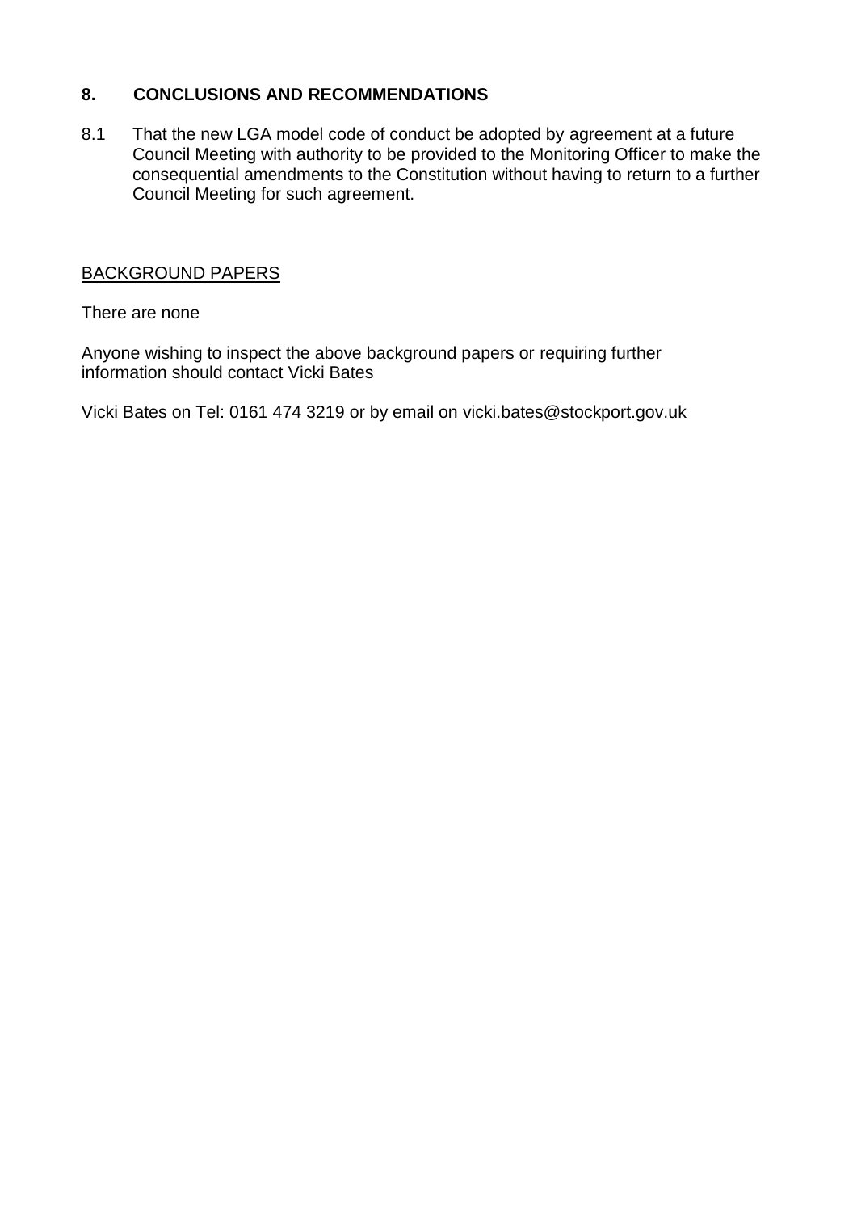## 8. CONCLUSIONS AND RECOMMENDATIONS

8.1 That the new LGA model code of conduct be adopted by agreement at a future Council Meeting with authority to be provided to the Monitoring Officer to make the consequential amendments to the Constitution without having to return to a further Council Meeting for such agreement.

<u>BACKGROUND PAPERS</u>

There are none

Anyone wishing to inspect the above background papers or requiring further information should contact Vicki Bates

Vicki Bates on Tel: 0161 474 3219 or by email on vicki.bates@stockport.gov.uk